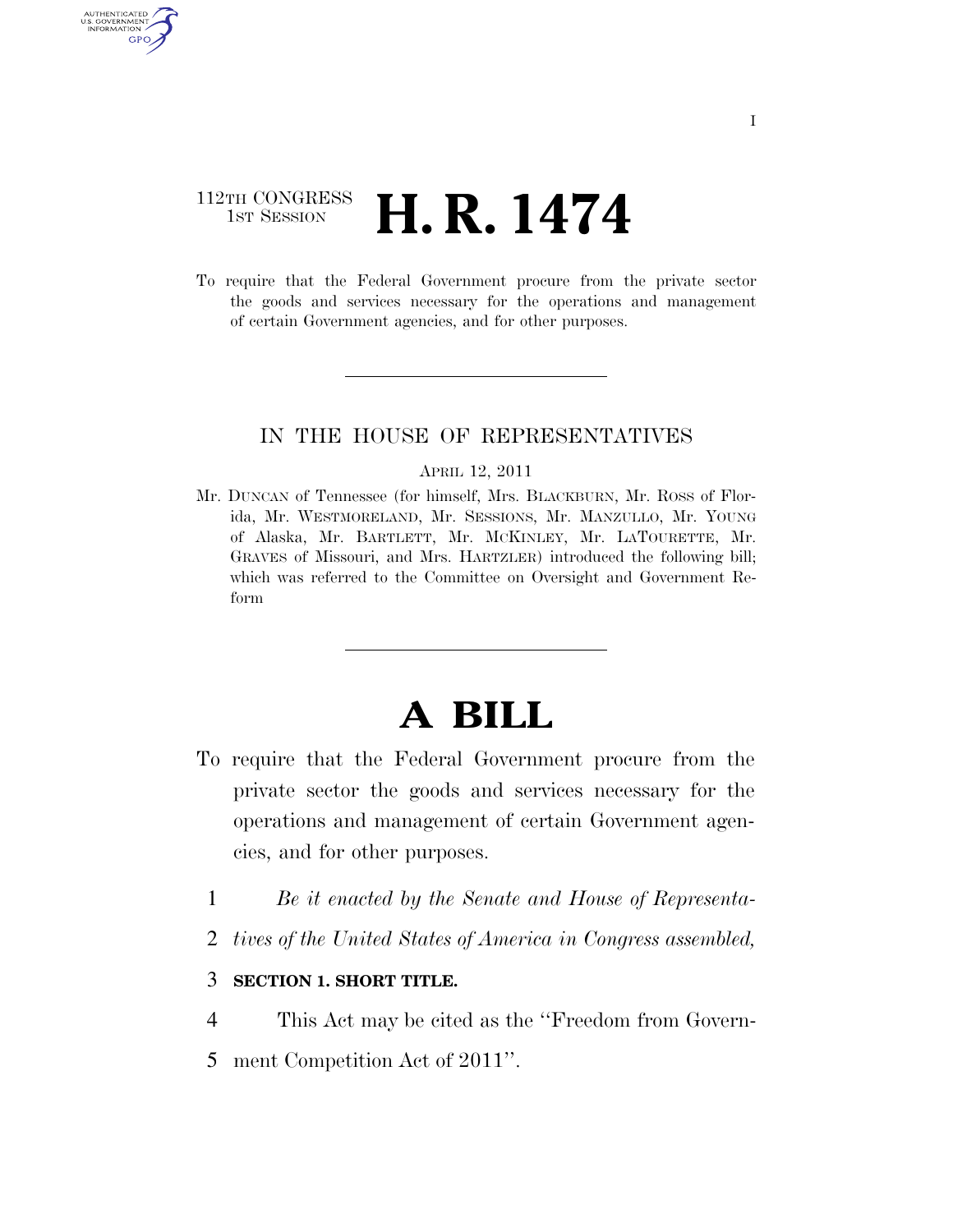112TH CONGRESS
1ST SESSION

# H. R. 1474

To require that the Federal Government procure from the private sector the goods and services necessary for the operations and management of certain Government agencies, and for other purposes.

IN THE HOUSE OF REPRESENTATIVES

APRIL 12, 2011

Mr. DUNCAN of Tennessee (for himself, Mrs. BLACKBURN, Mr. ROSS of Florida, Mr. WESTMORELAND, Mr. SESSIONS, Mr. MANZULLO, Mr. YOUNG of Alaska, Mr. BARTLETT, Mr. MCKINLEY, Mr. LATOURETTE, Mr. GRAVES of Missouri, and Mrs. HARTZLER) introduced the following bill; which was referred to the Committee on Oversight and Government Reform

# A BILL

To require that the Federal Government procure from the private sector the goods and services necessary for the operations and management of certain Government agencies, and for other purposes.

1 *Be it enacted by the Senate and House of Representa-*
2 *tives of the United States of America in Congress assembled,*

3 **SECTION 1. SHORT TITLE.**

4 This Act may be cited as the ''Freedom from Govern-
5 ment Competition Act of 2011''.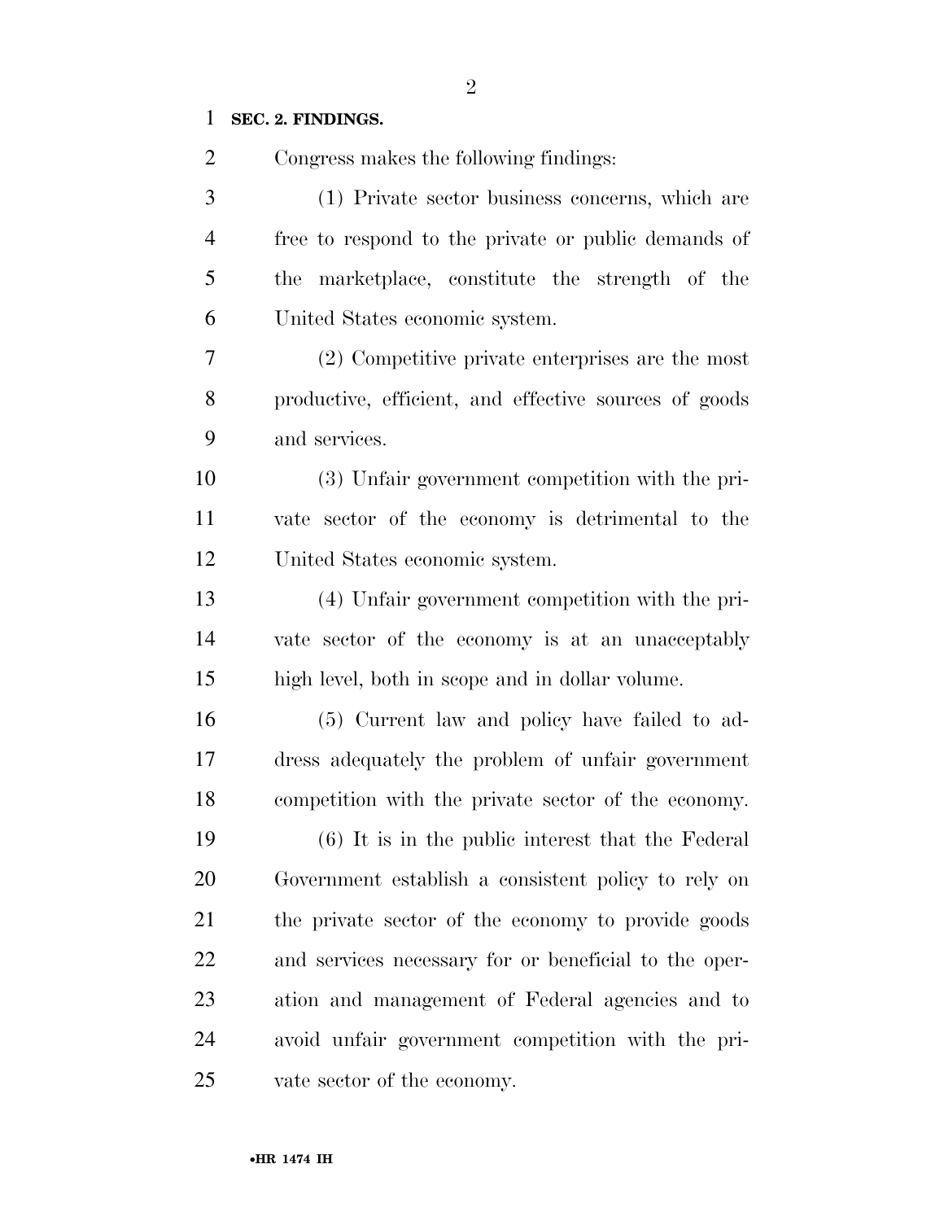**SEC. 2. FINDINGS.**

Congress makes the following findings:

(1) Private sector business concerns, which are free to respond to the private or public demands of the marketplace, constitute the strength of the United States economic system.

(2) Competitive private enterprises are the most productive, efficient, and effective sources of goods and services.

(3) Unfair government competition with the private sector of the economy is detrimental to the United States economic system.

(4) Unfair government competition with the private sector of the economy is at an unacceptably high level, both in scope and in dollar volume.

(5) Current law and policy have failed to address adequately the problem of unfair government competition with the private sector of the economy.

(6) It is in the public interest that the Federal Government establish a consistent policy to rely on the private sector of the economy to provide goods and services necessary for or beneficial to the operation and management of Federal agencies and to avoid unfair government competition with the private sector of the economy.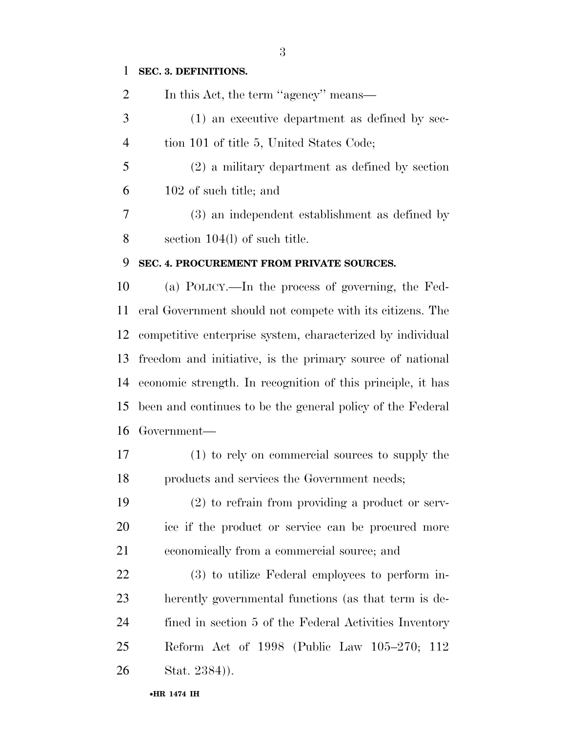**SEC. 3. DEFINITIONS.**

In this Act, the term "agency" means—

(1) an executive department as defined by section 101 of title 5, United States Code;

(2) a military department as defined by section 102 of such title; and

(3) an independent establishment as defined by section 104(l) of such title.

**SEC. 4. PROCUREMENT FROM PRIVATE SOURCES.**

(a) POLICY.—In the process of governing, the Federal Government should not compete with its citizens. The competitive enterprise system, characterized by individual freedom and initiative, is the primary source of national economic strength. In recognition of this principle, it has been and continues to be the general policy of the Federal Government—

(1) to rely on commercial sources to supply the products and services the Government needs;

(2) to refrain from providing a product or service if the product or service can be procured more economically from a commercial source; and

(3) to utilize Federal employees to perform inherently governmental functions (as that term is defined in section 5 of the Federal Activities Inventory Reform Act of 1998 (Public Law 105–270; 112 Stat. 2384)).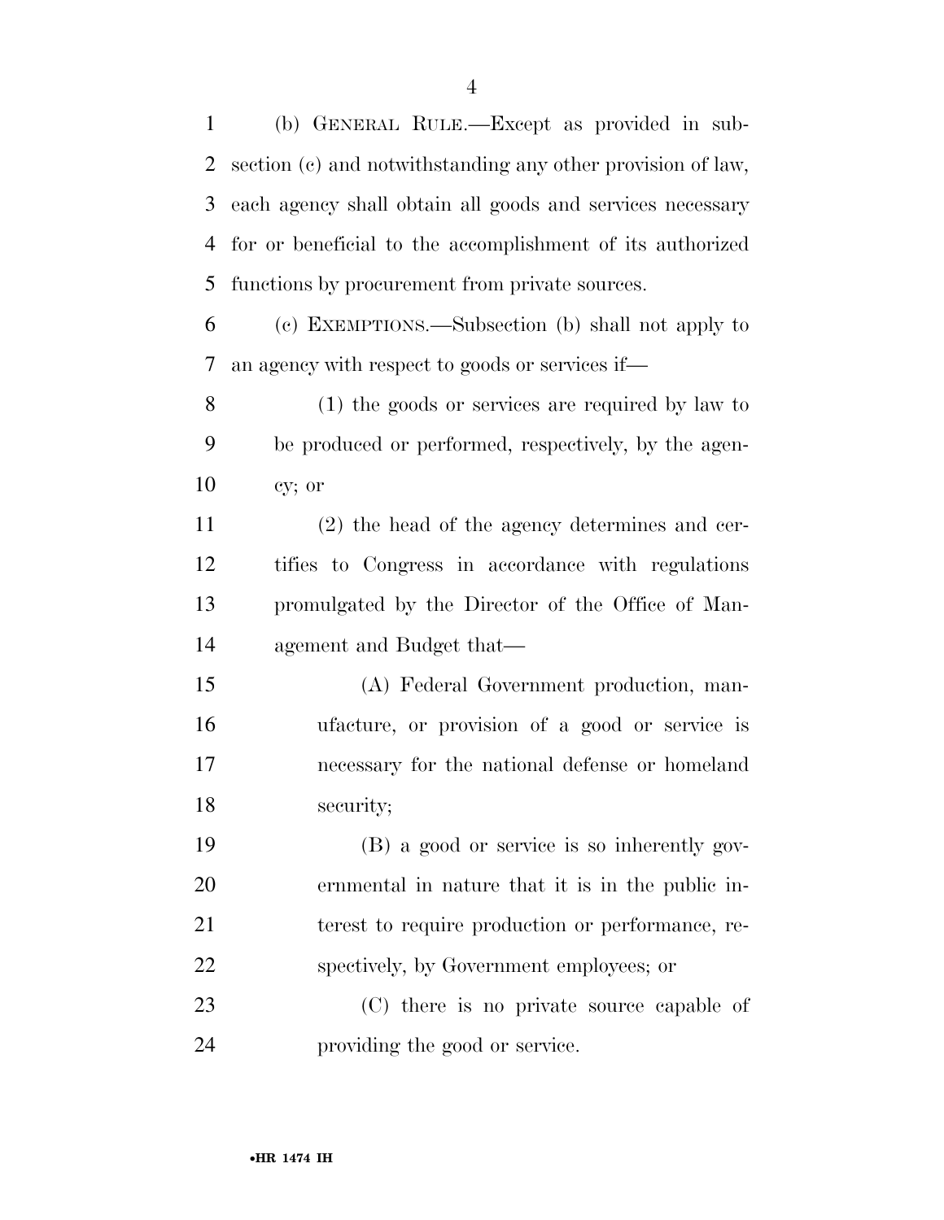(b) GENERAL RULE.—Except as provided in subsection (c) and notwithstanding any other provision of law, each agency shall obtain all goods and services necessary for or beneficial to the accomplishment of its authorized functions by procurement from private sources.

(c) EXEMPTIONS.—Subsection (b) shall not apply to an agency with respect to goods or services if—

(1) the goods or services are required by law to be produced or performed, respectively, by the agency; or

(2) the head of the agency determines and certifies to Congress in accordance with regulations promulgated by the Director of the Office of Management and Budget that—

(A) Federal Government production, manufacture, or provision of a good or service is necessary for the national defense or homeland security;

(B) a good or service is so inherently governmental in nature that it is in the public interest to require production or performance, respectively, by Government employees; or

(C) there is no private source capable of providing the good or service.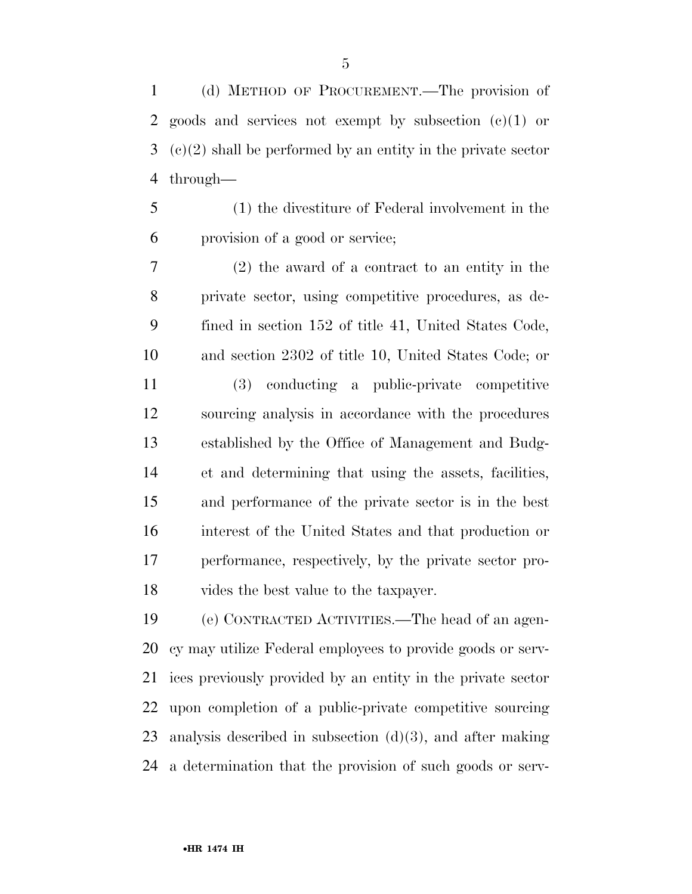(d) METHOD OF PROCUREMENT.—The provision of goods and services not exempt by subsection (c)(1) or (c)(2) shall be performed by an entity in the private sector through—

(1) the divestiture of Federal involvement in the provision of a good or service;

(2) the award of a contract to an entity in the private sector, using competitive procedures, as defined in section 152 of title 41, United States Code, and section 2302 of title 10, United States Code; or

(3) conducting a public-private competitive sourcing analysis in accordance with the procedures established by the Office of Management and Budget and determining that using the assets, facilities, and performance of the private sector is in the best interest of the United States and that production or performance, respectively, by the private sector provides the best value to the taxpayer.

(e) CONTRACTED ACTIVITIES.—The head of an agency may utilize Federal employees to provide goods or services previously provided by an entity in the private sector upon completion of a public-private competitive sourcing analysis described in subsection (d)(3), and after making a determination that the provision of such goods or serv-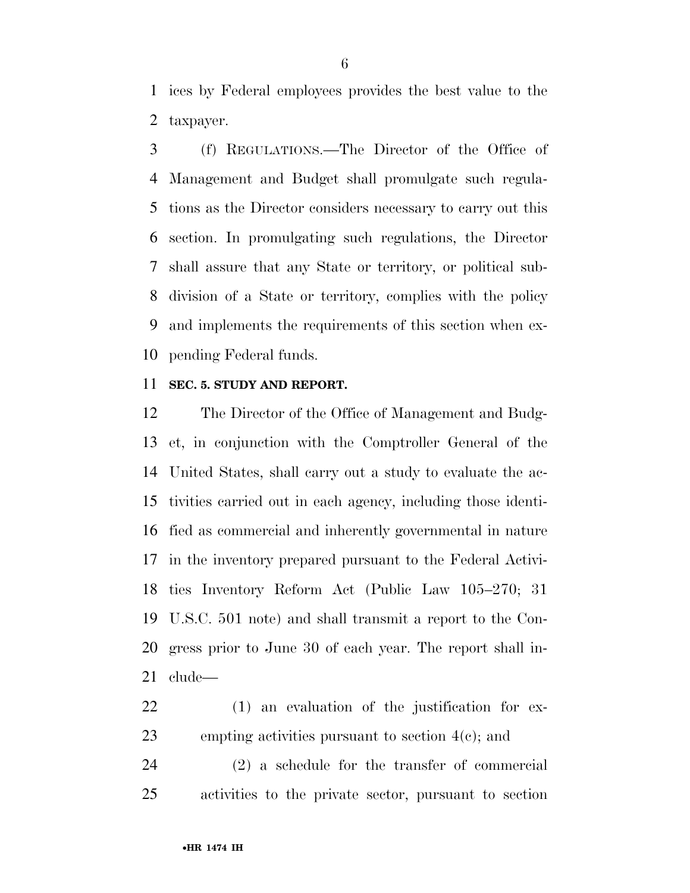ices by Federal employees provides the best value to the taxpayer.

(f) REGULATIONS.—The Director of the Office of Management and Budget shall promulgate such regulations as the Director considers necessary to carry out this section. In promulgating such regulations, the Director shall assure that any State or territory, or political subdivision of a State or territory, complies with the policy and implements the requirements of this section when expending Federal funds.

**SEC. 5. STUDY AND REPORT.**

The Director of the Office of Management and Budget, in conjunction with the Comptroller General of the United States, shall carry out a study to evaluate the activities carried out in each agency, including those identified as commercial and inherently governmental in nature in the inventory prepared pursuant to the Federal Activities Inventory Reform Act (Public Law 105–270; 31 U.S.C. 501 note) and shall transmit a report to the Congress prior to June 30 of each year. The report shall include—

(1) an evaluation of the justification for exempting activities pursuant to section 4(c); and

(2) a schedule for the transfer of commercial activities to the private sector, pursuant to section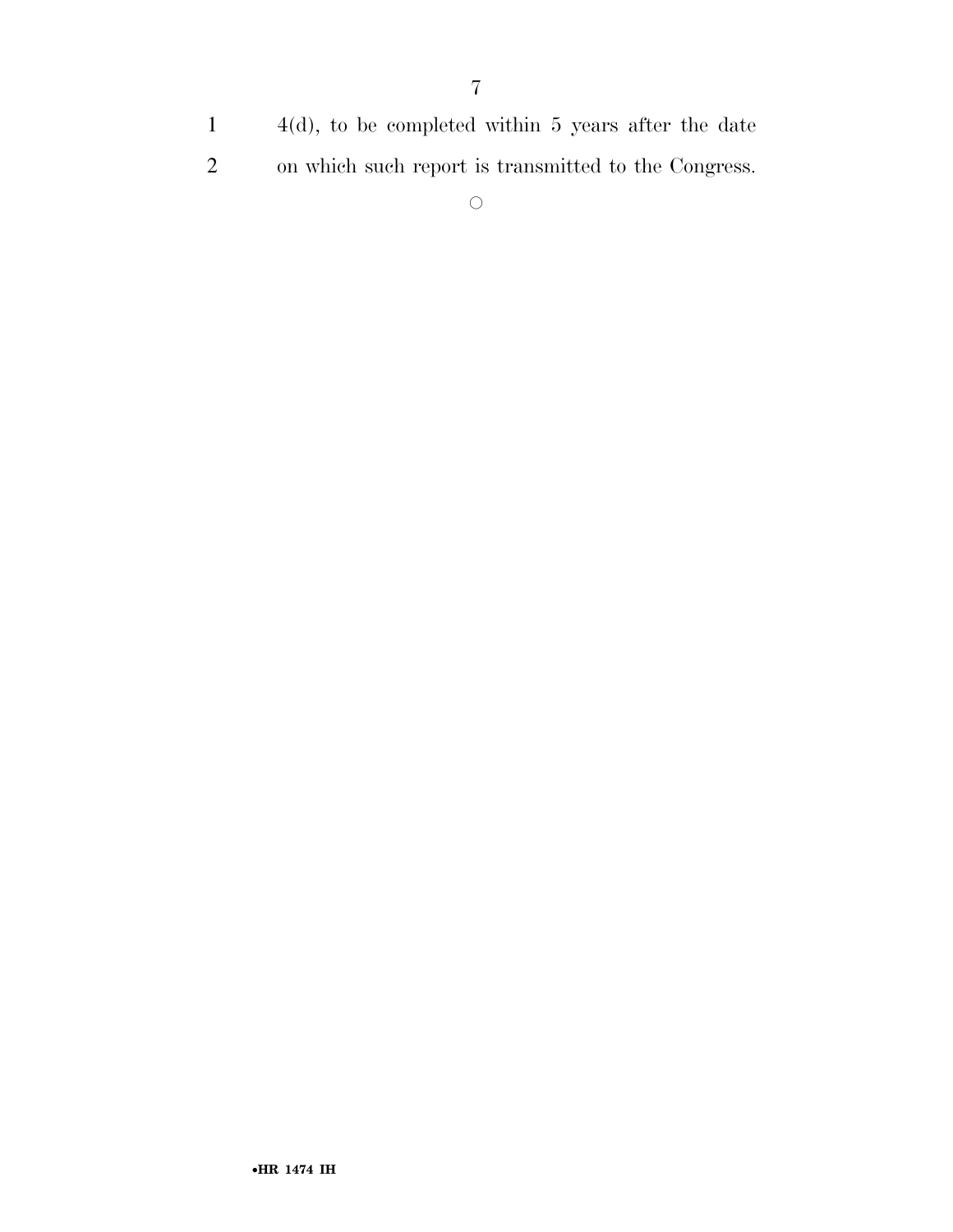4(d), to be completed within 5 years after the date on which such report is transmitted to the Congress.

○